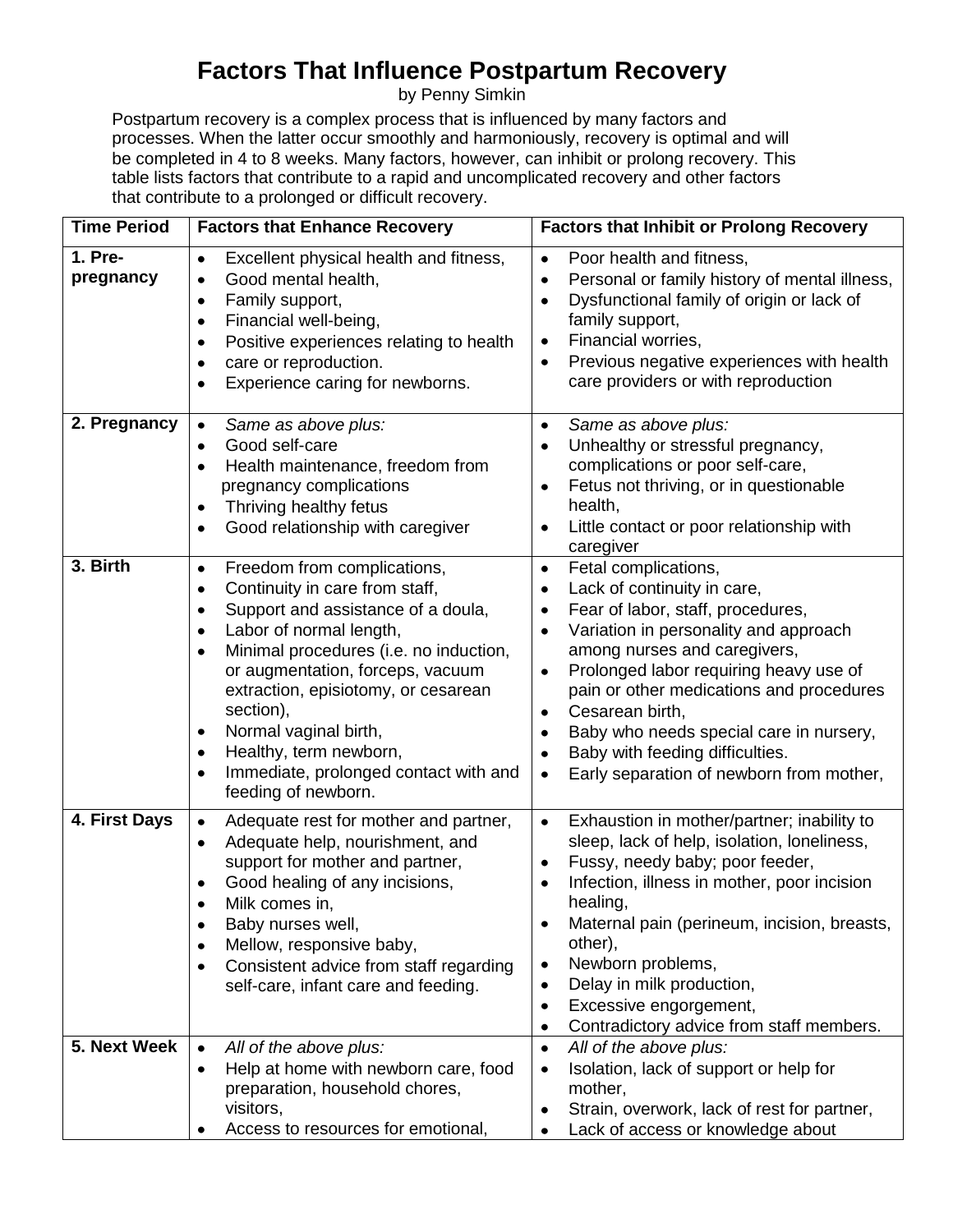# Factors That Influence Postpartum Recovery

by Penny Simkin

Postpartum recovery is a complex process that is influenced by many factors and processes. When the latter occur smoothly and harmoniously, recovery is optimal and will be completed in 4 to 8 weeks. Many factors, however, can inhibit or prolong recovery. This table lists factors that contribute to a rapid and uncomplicated recovery and other factors that contribute to a prolonged or difficult recovery.

| Time Period | Factors that Enhance Recovery | Factors that Inhibit or Prolong Recovery |
|---|---|---|
| **1. Pre-pregnancy** | • Excellent physical health and fitness,<br>• Good mental health,<br>• Family support,<br>• Financial well-being,<br>• Positive experiences relating to health<br>• care or reproduction.<br>• Experience caring for newborns. | • Poor health and fitness,<br>• Personal or family history of mental illness,<br>• Dysfunctional family of origin or lack of family support,<br>• Financial worries,<br>• Previous negative experiences with health care providers or with reproduction |
| **2. Pregnancy** | • *Same as above plus:*<br>• Good self-care<br>• Health maintenance, freedom from pregnancy complications<br>• Thriving healthy fetus<br>• Good relationship with caregiver | • *Same as above plus:*<br>• Unhealthy or stressful pregnancy, complications or poor self-care,<br>• Fetus not thriving, or in questionable health,<br>• Little contact or poor relationship with caregiver |
| **3. Birth** | • Freedom from complications,<br>• Continuity in care from staff,<br>• Support and assistance of a doula,<br>• Labor of normal length,<br>• Minimal procedures (i.e. no induction, or augmentation, forceps, vacuum extraction, episiotomy, or cesarean section),<br>• Normal vaginal birth,<br>• Healthy, term newborn,<br>• Immediate, prolonged contact with and feeding of newborn. | • Fetal complications,<br>• Lack of continuity in care,<br>• Fear of labor, staff, procedures,<br>• Variation in personality and approach among nurses and caregivers,<br>• Prolonged labor requiring heavy use of pain or other medications and procedures<br>• Cesarean birth,<br>• Baby who needs special care in nursery,<br>• Baby with feeding difficulties.<br>• Early separation of newborn from mother, |
| **4. First Days** | • Adequate rest for mother and partner,<br>• Adequate help, nourishment, and support for mother and partner,<br>• Good healing of any incisions,<br>• Milk comes in,<br>• Baby nurses well,<br>• Mellow, responsive baby,<br>• Consistent advice from staff regarding self-care, infant care and feeding. | • Exhaustion in mother/partner; inability to sleep, lack of help, isolation, loneliness,<br>• Fussy, needy baby; poor feeder,<br>• Infection, illness in mother, poor incision healing,<br>• Maternal pain (perineum, incision, breasts, other),<br>• Newborn problems,<br>• Delay in milk production,<br>• Excessive engorgement,<br>• Contradictory advice from staff members. |
| **5. Next Week** | • *All of the above plus:*<br>• Help at home with newborn care, food preparation, household chores, visitors,<br>• Access to resources for emotional, | • *All of the above plus:*<br>• Isolation, lack of support or help for mother,<br>• Strain, overwork, lack of rest for partner,<br>• Lack of access or knowledge about |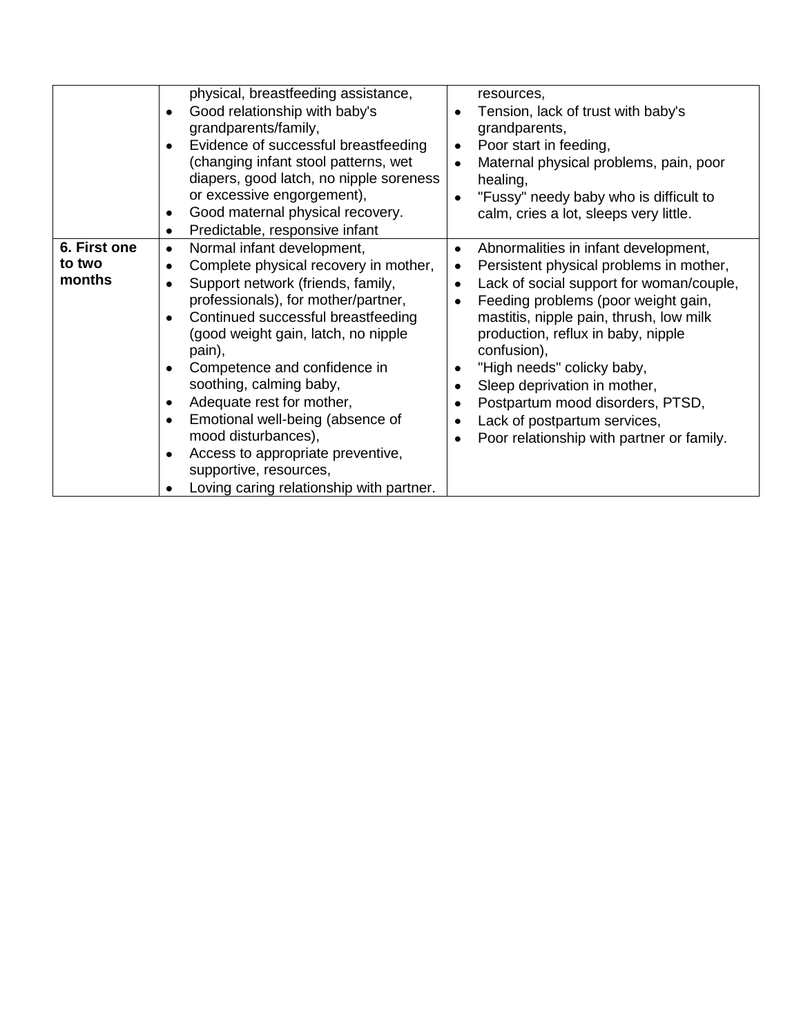| | | |
|---|---|---|
| | physical, breastfeeding assistance,<br>• Good relationship with baby's grandparents/family,<br>• Evidence of successful breastfeeding (changing infant stool patterns, wet diapers, good latch, no nipple soreness or excessive engorgement),<br>• Good maternal physical recovery.<br>• Predictable, responsive infant | resources,<br>• Tension, lack of trust with baby's grandparents,<br>• Poor start in feeding,<br>• Maternal physical problems, pain, poor healing,<br>• "Fussy" needy baby who is difficult to calm, cries a lot, sleeps very little. |
| **6. First one to two months** | • Normal infant development,<br>• Complete physical recovery in mother,<br>• Support network (friends, family, professionals), for mother/partner,<br>• Continued successful breastfeeding (good weight gain, latch, no nipple pain),<br>• Competence and confidence in soothing, calming baby,<br>• Adequate rest for mother,<br>• Emotional well-being (absence of mood disturbances),<br>• Access to appropriate preventive, supportive, resources,<br>• Loving caring relationship with partner. | • Abnormalities in infant development,<br>• Persistent physical problems in mother,<br>• Lack of social support for woman/couple,<br>• Feeding problems (poor weight gain, mastitis, nipple pain, thrush, low milk production, reflux in baby, nipple confusion),<br>• "High needs" colicky baby,<br>• Sleep deprivation in mother,<br>• Postpartum mood disorders, PTSD,<br>• Lack of postpartum services,<br>• Poor relationship with partner or family. |